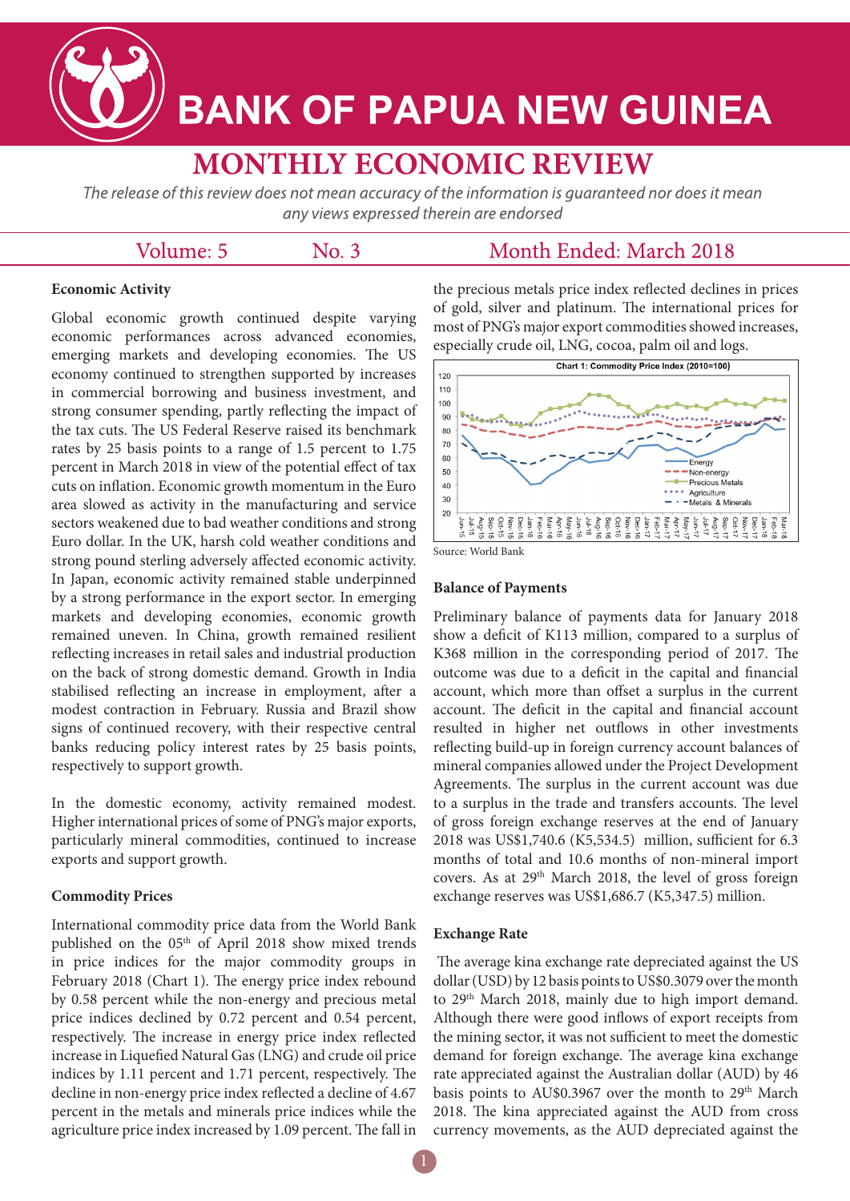# BANK OF PAPUA NEW GUINEA

## MONTHLY ECONOMIC REVIEW

*The release of this review does not mean accuracy of the information is guaranteed nor does it mean any views expressed therein are endorsed*

Volume: 5 No. 3 Month Ended: March 2018

### Economic Activity

Global economic growth continued despite varying economic performances across advanced economies, emerging markets and developing economies. The US economy continued to strengthen supported by increases in commercial borrowing and business investment, and strong consumer spending, partly reflecting the impact of the tax cuts. The US Federal Reserve raised its benchmark rates by 25 basis points to a range of 1.5 percent to 1.75 percent in March 2018 in view of the potential effect of tax cuts on inflation. Economic growth momentum in the Euro area slowed as activity in the manufacturing and service sectors weakened due to bad weather conditions and strong Euro dollar. In the UK, harsh cold weather conditions and strong pound sterling adversely affected economic activity. In Japan, economic activity remained stable underpinned by a strong performance in the export sector. In emerging markets and developing economies, economic growth remained uneven. In China, growth remained resilient reflecting increases in retail sales and industrial production on the back of strong domestic demand. Growth in India stabilised reflecting an increase in employment, after a modest contraction in February. Russia and Brazil show signs of continued recovery, with their respective central banks reducing policy interest rates by 25 basis points, respectively to support growth.

In the domestic economy, activity remained modest. Higher international prices of some of PNG's major exports, particularly mineral commodities, continued to increase exports and support growth.

### Commodity Prices

International commodity price data from the World Bank published on the 05th of April 2018 show mixed trends in price indices for the major commodity groups in February 2018 (Chart 1). The energy price index rebound by 0.58 percent while the non-energy and precious metal price indices declined by 0.72 percent and 0.54 percent, respectively. The increase in energy price index reflected increase in Liquefied Natural Gas (LNG) and crude oil price indices by 1.11 percent and 1.71 percent, respectively. The decline in non-energy price index reflected a decline of 4.67 percent in the metals and minerals price indices while the agriculture price index increased by 1.09 percent. The fall in the precious metals price index reflected declines in prices of gold, silver and platinum. The international prices for most of PNG's major export commodities showed increases, especially crude oil, LNG, cocoa, palm oil and logs.

**Chart 1: Commodity Price Index (2010=100)**

Source: World Bank

### Balance of Payments

Preliminary balance of payments data for January 2018 show a deficit of K113 million, compared to a surplus of K368 million in the corresponding period of 2017. The outcome was due to a deficit in the capital and financial account, which more than offset a surplus in the current account. The deficit in the capital and financial account resulted in higher net outflows in other investments reflecting build-up in foreign currency account balances of mineral companies allowed under the Project Development Agreements. The surplus in the current account was due to a surplus in the trade and transfers accounts. The level of gross foreign exchange reserves at the end of January 2018 was US$1,740.6 (K5,534.5) million, sufficient for 6.3 months of total and 10.6 months of non-mineral import covers. As at 29th March 2018, the level of gross foreign exchange reserves was US$1,686.7 (K5,347.5) million.

### Exchange Rate

The average kina exchange rate depreciated against the US dollar (USD) by 12 basis points to US$0.3079 over the month to 29th March 2018, mainly due to high import demand. Although there were good inflows of export receipts from the mining sector, it was not sufficient to meet the domestic demand for foreign exchange. The average kina exchange rate appreciated against the Australian dollar (AUD) by 46 basis points to AU$0.3967 over the month to 29th March 2018. The kina appreciated against the AUD from cross currency movements, as the AUD depreciated against the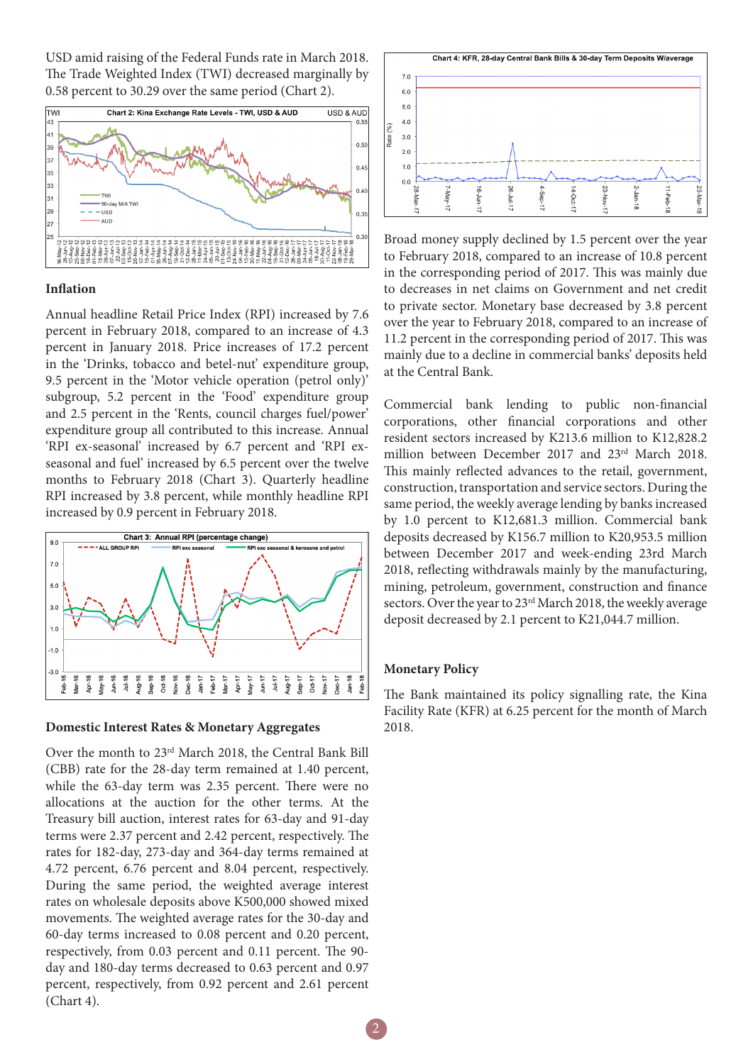USD amid raising of the Federal Funds rate in March 2018. The Trade Weighted Index (TWI) decreased marginally by 0.58 percent to 30.29 over the same period (Chart 2).

Chart 2: Kina Exchange Rate Levels - TWI, USD & AUD

### Inflation

Annual headline Retail Price Index (RPI) increased by 7.6 percent in February 2018, compared to an increase of 4.3 percent in January 2018. Price increases of 17.2 percent in the 'Drinks, tobacco and betel-nut' expenditure group, 9.5 percent in the 'Motor vehicle operation (petrol only)' subgroup, 5.2 percent in the 'Food' expenditure group and 2.5 percent in the 'Rents, council charges fuel/power' expenditure group all contributed to this increase. Annual 'RPI ex-seasonal' increased by 6.7 percent and 'RPI ex-seasonal and fuel' increased by 6.5 percent over the twelve months to February 2018 (Chart 3). Quarterly headline RPI increased by 3.8 percent, while monthly headline RPI increased by 0.9 percent in February 2018.

Chart 3: Annual RPI (percentage change)

### Domestic Interest Rates & Monetary Aggregates

Over the month to 23rd March 2018, the Central Bank Bill (CBB) rate for the 28-day term remained at 1.40 percent, while the 63-day term was 2.35 percent. There were no allocations at the auction for the other terms. At the Treasury bill auction, interest rates for 63-day and 91-day terms were 2.37 percent and 2.42 percent, respectively. The rates for 182-day, 273-day and 364-day terms remained at 4.72 percent, 6.76 percent and 8.04 percent, respectively. During the same period, the weighted average interest rates on wholesale deposits above K500,000 showed mixed movements. The weighted average rates for the 30-day and 60-day terms increased to 0.08 percent and 0.20 percent, respectively, from 0.03 percent and 0.11 percent. The 90-day and 180-day terms decreased to 0.63 percent and 0.97 percent, respectively, from 0.92 percent and 2.61 percent (Chart 4).

Chart 4: KFR, 28-day Central Bank Bills & 30-day Term Deposits W/average

Broad money supply declined by 1.5 percent over the year to February 2018, compared to an increase of 10.8 percent in the corresponding period of 2017. This was mainly due to decreases in net claims on Government and net credit to private sector. Monetary base decreased by 3.8 percent over the year to February 2018, compared to an increase of 11.2 percent in the corresponding period of 2017. This was mainly due to a decline in commercial banks' deposits held at the Central Bank.

Commercial bank lending to public non-financial corporations, other financial corporations and other resident sectors increased by K213.6 million to K12,828.2 million between December 2017 and 23rd March 2018. This mainly reflected advances to the retail, government, construction, transportation and service sectors. During the same period, the weekly average lending by banks increased by 1.0 percent to K12,681.3 million. Commercial bank deposits decreased by K156.7 million to K20,953.5 million between December 2017 and week-ending 23rd March 2018, reflecting withdrawals mainly by the manufacturing, mining, petroleum, government, construction and finance sectors. Over the year to 23rd March 2018, the weekly average deposit decreased by 2.1 percent to K21,044.7 million.

### Monetary Policy

The Bank maintained its policy signalling rate, the Kina Facility Rate (KFR) at 6.25 percent for the month of March 2018.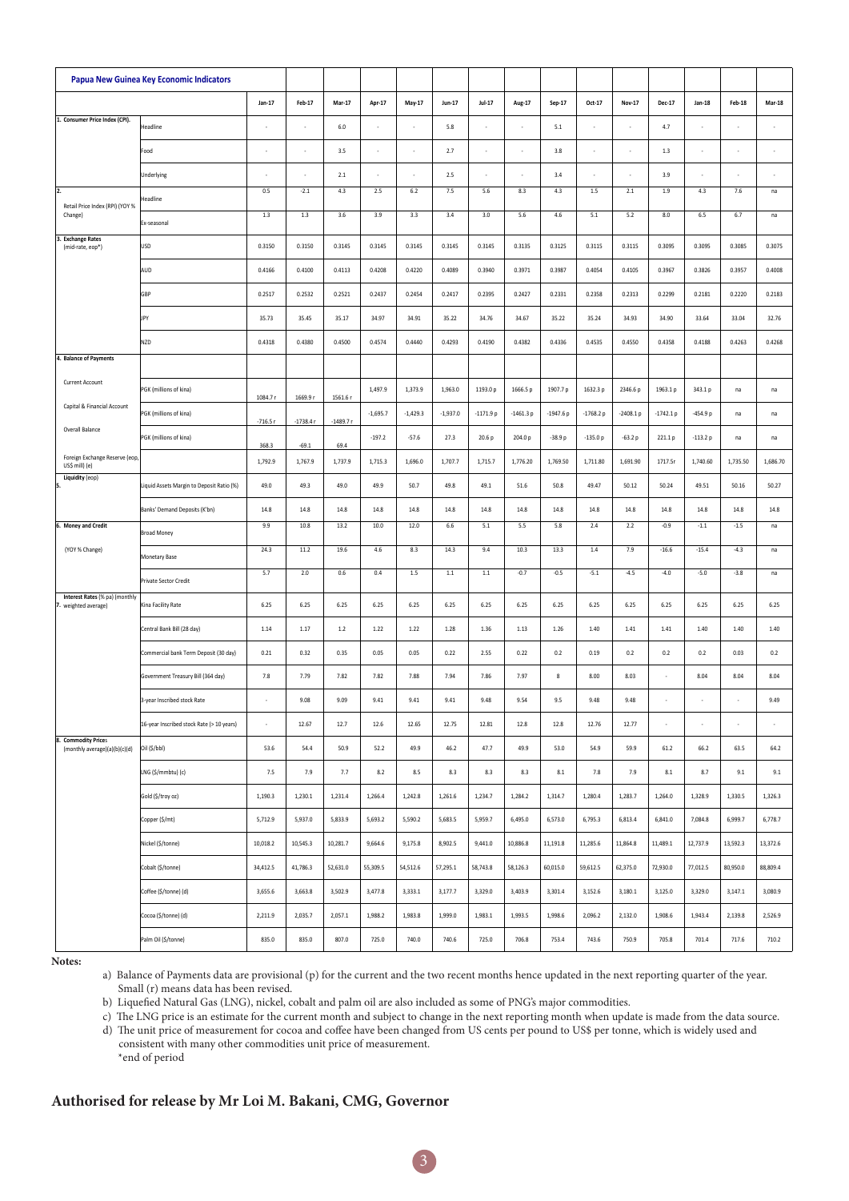| Papua New Guinea Key Economic Indicators | | Jan-17 | Feb-17 | Mar-17 | Apr-17 | May-17 | Jun-17 | Jul-17 | Aug-17 | Sep-17 | Oct-17 | Nov-17 | Dec-17 | Jan-18 | Feb-18 | Mar-18 |
|---|---|---|---|---|---|---|---|---|---|---|---|---|---|---|---|---|
| 1. Consumer Price Index (CPI). | Headline | - | - | 6.0 | - | - | 5.8 | - | - | 5.1 | - | - | 4.7 | - | - | - |
| | Food | - | - | 3.5 | - | - | 2.7 | - | - | 3.8 | - | - | 1.3 | - | - | - |
| | Underlying | - | - | 2.1 | - | - | 2.5 | - | - | 3.4 | - | - | 3.9 | - | - | - |
| 2. Retail Price Index (RPI) (YOY % Change) | Headline | 0.5 | -2.1 | 4.3 | 2.5 | 6.2 | 7.5 | 5.6 | 8.3 | 4.3 | 1.5 | 2.1 | 1.9 | 4.3 | 7.6 | na |
| | Ex-seasonal | 1.3 | 1.3 | 3.6 | 3.9 | 3.3 | 3.4 | 3.0 | 5.6 | 4.6 | 5.1 | 5.2 | 8.0 | 6.5 | 6.7 | na |
| 3. Exchange Rates (mid-rate, eop*) | USD | 0.3150 | 0.3150 | 0.3145 | 0.3145 | 0.3145 | 0.3145 | 0.3145 | 0.3135 | 0.3125 | 0.3115 | 0.3115 | 0.3095 | 0.3095 | 0.3085 | 0.3075 |
| | AUD | 0.4166 | 0.4100 | 0.4113 | 0.4208 | 0.4220 | 0.4089 | 0.3940 | 0.3971 | 0.3987 | 0.4054 | 0.4105 | 0.3967 | 0.3826 | 0.3957 | 0.4008 |
| | GBP | 0.2517 | 0.2532 | 0.2521 | 0.2437 | 0.2454 | 0.2417 | 0.2395 | 0.2427 | 0.2331 | 0.2358 | 0.2313 | 0.2299 | 0.2181 | 0.2220 | 0.2183 |
| | JPY | 35.73 | 35.45 | 35.17 | 34.97 | 34.91 | 35.22 | 34.76 | 34.67 | 35.22 | 35.24 | 34.93 | 34.90 | 33.64 | 33.04 | 32.76 |
| | NZD | 0.4318 | 0.4380 | 0.4500 | 0.4574 | 0.4440 | 0.4293 | 0.4190 | 0.4382 | 0.4336 | 0.4535 | 0.4550 | 0.4358 | 0.4188 | 0.4263 | 0.4268 |
| 4. Balance of Payments | | | | | | | | | | | | | | | | |
| Current Account | PGK (millions of kina) | 1084.7 r | 1669.9 r | 1561.6 r | 1,497.9 | 1,373.9 | 1,963.0 | 1193.0 p | 1666.5 p | 1907.7 p | 1632.3 p | 2346.6 p | 1963.1 p | 343.1 p | na | na |
| Capital & Financial Account | PGK (millions of kina) | -716.5 r | -1738.4 r | -1489.7 r | -1,695.7 | -1,429.3 | -1,937.0 | -1171.9 p | -1461.3 p | -1947.6 p | -1768.2 p | -2408.1 p | -1742.1 p | -454.9 p | na | na |
| Overall Balance | PGK (millions of kina) | 368.3 | -69.1 | 69.4 | -197.2 | -57.6 | 27.3 | 20.6 p | 204.0 p | -38.9 p | -135.0 p | -63.2 p | 221.1 p | -113.2 p | na | na |
| Foreign Exchange Reserve (eop, US$ mill) (e) | | 1,792.9 | 1,767.9 | 1,737.9 | 1,715.3 | 1,696.0 | 1,707.7 | 1,715.7 | 1,776.20 | 1,769.50 | 1,711.80 | 1,691.90 | 1717.5r | 1,740.60 | 1,735.50 | 1,686.70 |
| 5. Liquidity (eop) | Liquid Assets Margin to Deposit Ratio (%) | 49.0 | 49.3 | 49.0 | 49.9 | 50.7 | 49.8 | 49.1 | 51.6 | 50.8 | 49.47 | 50.12 | 50.24 | 49.51 | 50.16 | 50.27 |
| | Banks' Demand Deposits (K'bn) | 14.8 | 14.8 | 14.8 | 14.8 | 14.8 | 14.8 | 14.8 | 14.8 | 14.8 | 14.8 | 14.8 | 14.8 | 14.8 | 14.8 | 14.8 |
| 6. Money and Credit (YOY % Change) | Broad Money | 9.9 | 10.8 | 13.2 | 10.0 | 12.0 | 6.6 | 5.1 | 5.5 | 5.8 | 2.4 | 2.2 | -0.9 | -1.1 | -1.5 | na |
| | Monetary Base | 24.3 | 11.2 | 19.6 | 4.6 | 8.3 | 14.3 | 9.4 | 10.3 | 13.3 | 1.4 | 7.9 | -16.6 | -15.4 | -4.3 | na |
| | Private Sector Credit | 5.7 | 2.0 | 0.6 | 0.4 | 1.5 | 1.1 | 1.1 | -0.7 | -0.5 | -5.1 | -4.5 | -4.0 | -5.0 | -3.8 | na |
| 7. Interest Rates (% pa) (monthly weighted average) | Kina Facility Rate | 6.25 | 6.25 | 6.25 | 6.25 | 6.25 | 6.25 | 6.25 | 6.25 | 6.25 | 6.25 | 6.25 | 6.25 | 6.25 | 6.25 | 6.25 |
| | Central Bank Bill (28 day) | 1.14 | 1.17 | 1.2 | 1.22 | 1.22 | 1.28 | 1.36 | 1.13 | 1.26 | 1.40 | 1.41 | 1.41 | 1.40 | 1.40 | 1.40 |
| | Commercial bank Term Deposit (30 day) | 0.21 | 0.32 | 0.35 | 0.05 | 0.05 | 0.22 | 2.55 | 0.22 | 0.2 | 0.19 | 0.2 | 0.2 | 0.2 | 0.03 | 0.2 |
| | Government Treasury Bill (364 day) | 7.8 | 7.79 | 7.82 | 7.82 | 7.88 | 7.94 | 7.86 | 7.97 | 8 | 8.00 | 8.03 | - | 8.04 | 8.04 | 8.04 |
| | 3-year Inscribed stock Rate | - | 9.08 | 9.09 | 9.41 | 9.41 | 9.41 | 9.48 | 9.54 | 9.5 | 9.48 | 9.48 | - | - | - | 9.49 |
| | 16-year Inscribed stock Rate (> 10 years) | - | 12.67 | 12.7 | 12.6 | 12.65 | 12.75 | 12.81 | 12.8 | 12.8 | 12.76 | 12.77 | - | - | - | - |
| 8. Commodity Prices (monthly average)(a)(b)(c)(d) | Oil ($/bbl) | 53.6 | 54.4 | 50.9 | 52.2 | 49.9 | 46.2 | 47.7 | 49.9 | 53.0 | 54.9 | 59.9 | 61.2 | 66.2 | 63.5 | 64.2 |
| | LNG ($/mmbtu) (c) | 7.5 | 7.9 | 7.7 | 8.2 | 8.5 | 8.3 | 8.3 | 8.3 | 8.1 | 7.8 | 7.9 | 8.1 | 8.7 | 9.1 | 9.1 |
| | Gold ($/troy oz) | 1,190.3 | 1,230.1 | 1,231.4 | 1,266.4 | 1,242.8 | 1,261.6 | 1,234.7 | 1,284.2 | 1,314.7 | 1,280.4 | 1,283.7 | 1,264.0 | 1,328.9 | 1,330.5 | 1,326.3 |
| | Copper ($/mt) | 5,712.9 | 5,937.0 | 5,833.9 | 5,693.2 | 5,590.2 | 5,683.5 | 5,959.7 | 6,495.0 | 6,573.0 | 6,795.3 | 6,813.4 | 6,841.0 | 7,084.8 | 6,999.7 | 6,778.7 |
| | Nickel ($/tonne) | 10,018.2 | 10,545.3 | 10,281.7 | 9,664.6 | 9,175.8 | 8,902.5 | 9,441.0 | 10,886.8 | 11,191.8 | 11,285.6 | 11,864.8 | 11,489.1 | 12,737.9 | 13,592.3 | 13,372.6 |
| | Cobalt ($/tonne) | 34,412.5 | 41,786.3 | 52,631.0 | 55,309.5 | 54,512.6 | 57,295.1 | 58,743.8 | 58,126.3 | 60,015.0 | 59,612.5 | 62,375.0 | 72,930.0 | 77,012.5 | 80,950.0 | 88,809.4 |
| | Coffee ($/tonne) (d) | 3,655.6 | 3,663.8 | 3,502.9 | 3,477.8 | 3,333.1 | 3,177.7 | 3,329.0 | 3,403.9 | 3,301.4 | 3,152.6 | 3,180.1 | 3,125.0 | 3,329.0 | 3,147.1 | 3,080.9 |
| | Cocoa ($/tonne) (d) | 2,211.9 | 2,035.7 | 2,057.1 | 1,988.2 | 1,983.8 | 1,999.0 | 1,983.1 | 1,993.5 | 1,998.6 | 2,096.2 | 2,132.0 | 1,908.6 | 1,943.4 | 2,139.8 | 2,526.9 |
| | Palm Oil ($/tonne) | 835.0 | 835.0 | 807.0 | 725.0 | 740.0 | 740.6 | 725.0 | 706.8 | 753.4 | 743.6 | 750.9 | 705.8 | 701.4 | 717.6 | 710.2 |

**Notes:**

a) Balance of Payments data are provisional (p) for the current and the two recent months hence updated in the next reporting quarter of the year. Small (r) means data has been revised.

b) Liquefied Natural Gas (LNG), nickel, cobalt and palm oil are also included as some of PNG's major commodities.

c) The LNG price is an estimate for the current month and subject to change in the next reporting month when update is made from the data source.

d) The unit price of measurement for cocoa and coffee have been changed from US cents per pound to US$ per tonne, which is widely used and consistent with many other commodities unit price of measurement.

*end of period

## Authorised for release by Mr Loi M. Bakani, CMG, Governor